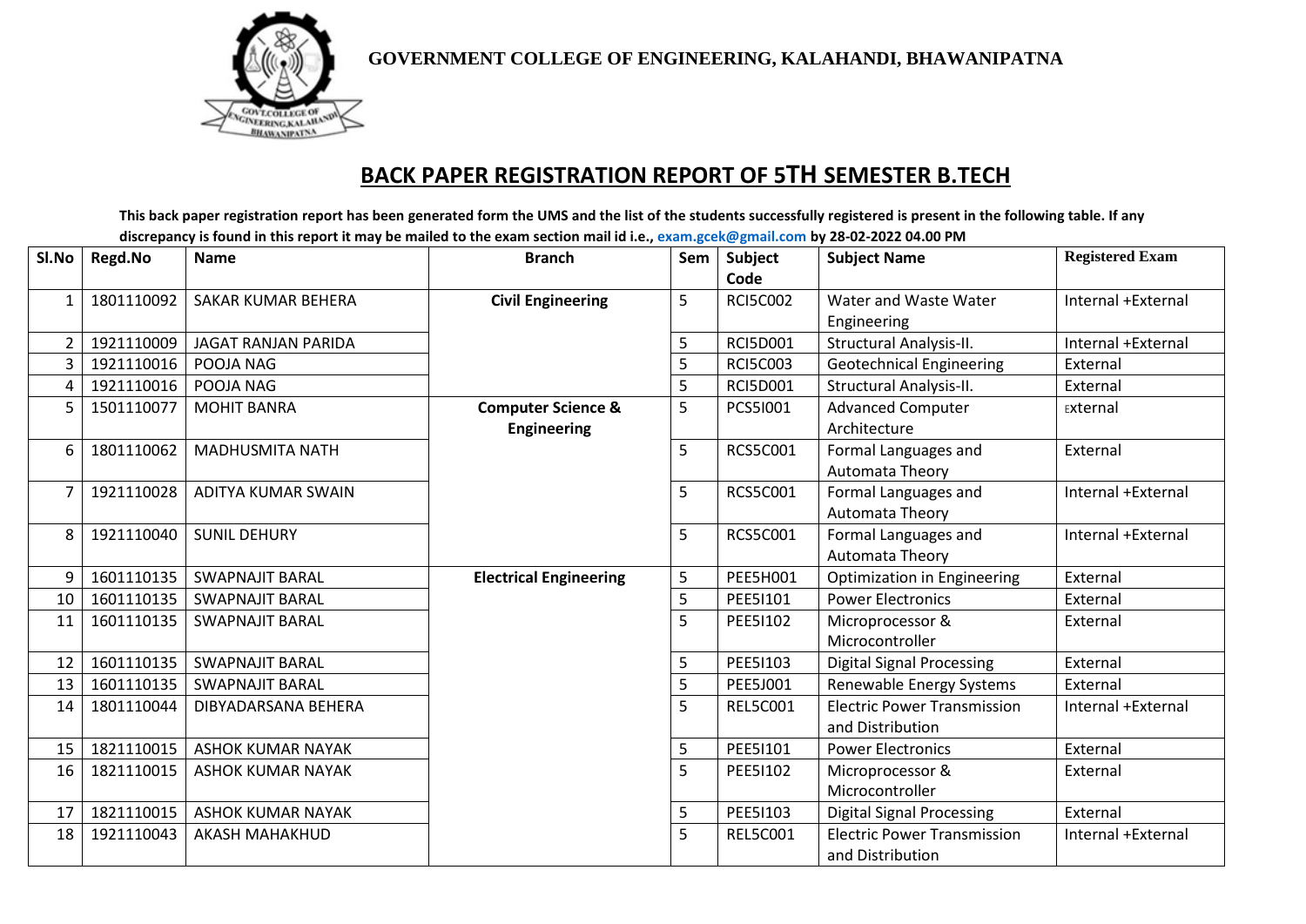**GOVERNMENT COLLEGE OF ENGINEERING, KALAHANDI, BHAWANIPATNA**

# BACK PAPER REGISTRATION REPORT OF 5TH SEMESTER B.TECH

**This back paper registration report has been generated form the UMS and the list of the students successfully registered is present in the following table. If any discrepancy is found in this report it may be mailed to the exam section mail id i.e., exam.gcek@gmail.com by 28-02-2022 04.00 PM**

| Sl.No | Regd.No | Name | Branch | Sem | Subject Code | Subject Name | Registered Exam |
|---|---|---|---|---|---|---|---|
| 1 | 1801110092 | SAKAR KUMAR BEHERA | **Civil Engineering** | 5 | RCI5C002 | Water and Waste Water Engineering | Internal +External |
| 2 | 1921110009 | JAGAT RANJAN PARIDA | | 5 | RCI5D001 | Structural Analysis-II. | Internal +External |
| 3 | 1921110016 | POOJA NAG | | 5 | RCI5C003 | Geotechnical Engineering | External |
| 4 | 1921110016 | POOJA NAG | | 5 | RCI5D001 | Structural Analysis-II. | External |
| 5 | 1501110077 | MOHIT BANRA | **Computer Science & Engineering** | 5 | PCS5I001 | Advanced Computer Architecture | External |
| 6 | 1801110062 | MADHUSMITA NATH | | 5 | RCS5C001 | Formal Languages and Automata Theory | External |
| 7 | 1921110028 | ADITYA KUMAR SWAIN | | 5 | RCS5C001 | Formal Languages and Automata Theory | Internal +External |
| 8 | 1921110040 | SUNIL DEHURY | | 5 | RCS5C001 | Formal Languages and Automata Theory | Internal +External |
| 9 | 1601110135 | SWAPNAJIT BARAL | **Electrical Engineering** | 5 | PEE5H001 | Optimization in Engineering | External |
| 10 | 1601110135 | SWAPNAJIT BARAL | | 5 | PEE5I101 | Power Electronics | External |
| 11 | 1601110135 | SWAPNAJIT BARAL | | 5 | PEE5I102 | Microprocessor & Microcontroller | External |
| 12 | 1601110135 | SWAPNAJIT BARAL | | 5 | PEE5I103 | Digital Signal Processing | External |
| 13 | 1601110135 | SWAPNAJIT BARAL | | 5 | PEE5J001 | Renewable Energy Systems | External |
| 14 | 1801110044 | DIBYADARSANA BEHERA | | 5 | REL5C001 | Electric Power Transmission and Distribution | Internal +External |
| 15 | 1821110015 | ASHOK KUMAR NAYAK | | 5 | PEE5I101 | Power Electronics | External |
| 16 | 1821110015 | ASHOK KUMAR NAYAK | | 5 | PEE5I102 | Microprocessor & Microcontroller | External |
| 17 | 1821110015 | ASHOK KUMAR NAYAK | | 5 | PEE5I103 | Digital Signal Processing | External |
| 18 | 1921110043 | AKASH MAHAKHUD | | 5 | REL5C001 | Electric Power Transmission and Distribution | Internal +External |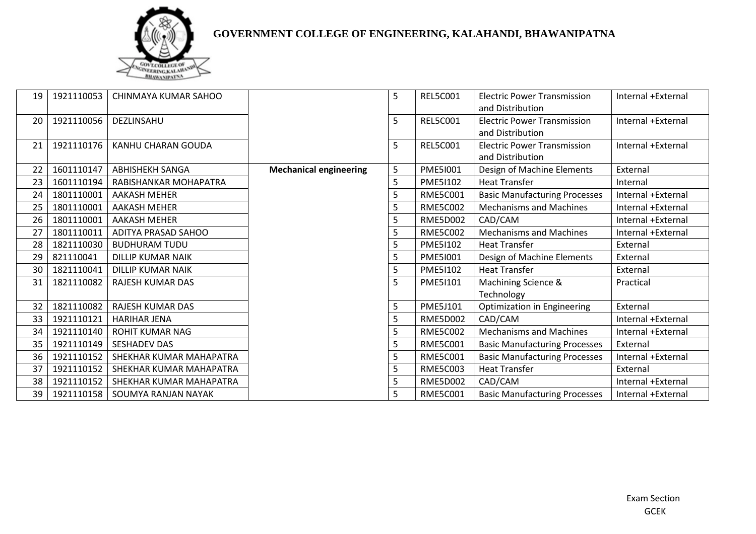# GOVERNMENT COLLEGE OF ENGINEERING, KALAHANDI, BHAWANIPATNA

| | | | | | | | |
|---|---|---|---|---|---|---|---|
| 19 | 1921110053 | CHINMAYA KUMAR SAHOO | | 5 | REL5C001 | Electric Power Transmission and Distribution | Internal +External |
| 20 | 1921110056 | DEZLINSAHU | | 5 | REL5C001 | Electric Power Transmission and Distribution | Internal +External |
| 21 | 1921110176 | KANHU CHARAN GOUDA | | 5 | REL5C001 | Electric Power Transmission and Distribution | Internal +External |
| 22 | 1601110147 | ABHISHEKH SANGA | **Mechanical engineering** | 5 | PME5I001 | Design of Machine Elements | External |
| 23 | 1601110194 | RABISHANKAR MOHAPATRA | | 5 | PME5I102 | Heat Transfer | Internal |
| 24 | 1801110001 | AAKASH MEHER | | 5 | RME5C001 | Basic Manufacturing Processes | Internal +External |
| 25 | 1801110001 | AAKASH MEHER | | 5 | RME5C002 | Mechanisms and Machines | Internal +External |
| 26 | 1801110001 | AAKASH MEHER | | 5 | RME5D002 | CAD/CAM | Internal +External |
| 27 | 1801110011 | ADITYA PRASAD SAHOO | | 5 | RME5C002 | Mechanisms and Machines | Internal +External |
| 28 | 1821110030 | BUDHURAM TUDU | | 5 | PME5I102 | Heat Transfer | External |
| 29 | 821110041 | DILLIP KUMAR NAIK | | 5 | PME5I001 | Design of Machine Elements | External |
| 30 | 1821110041 | DILLIP KUMAR NAIK | | 5 | PME5I102 | Heat Transfer | External |
| 31 | 1821110082 | RAJESH KUMAR DAS | | 5 | PME5I101 | Machining Science & Technology | Practical |
| 32 | 1821110082 | RAJESH KUMAR DAS | | 5 | PME5J101 | Optimization in Engineering | External |
| 33 | 1921110121 | HARIHAR JENA | | 5 | RME5D002 | CAD/CAM | Internal +External |
| 34 | 1921110140 | ROHIT KUMAR NAG | | 5 | RME5C002 | Mechanisms and Machines | Internal +External |
| 35 | 1921110149 | SESHADEV DAS | | 5 | RME5C001 | Basic Manufacturing Processes | External |
| 36 | 1921110152 | SHEKHAR KUMAR MAHAPATRA | | 5 | RME5C001 | Basic Manufacturing Processes | Internal +External |
| 37 | 1921110152 | SHEKHAR KUMAR MAHAPATRA | | 5 | RME5C003 | Heat Transfer | External |
| 38 | 1921110152 | SHEKHAR KUMAR MAHAPATRA | | 5 | RME5D002 | CAD/CAM | Internal +External |
| 39 | 1921110158 | SOUMYA RANJAN NAYAK | | 5 | RME5C001 | Basic Manufacturing Processes | Internal +External |

Exam Section
GCEK